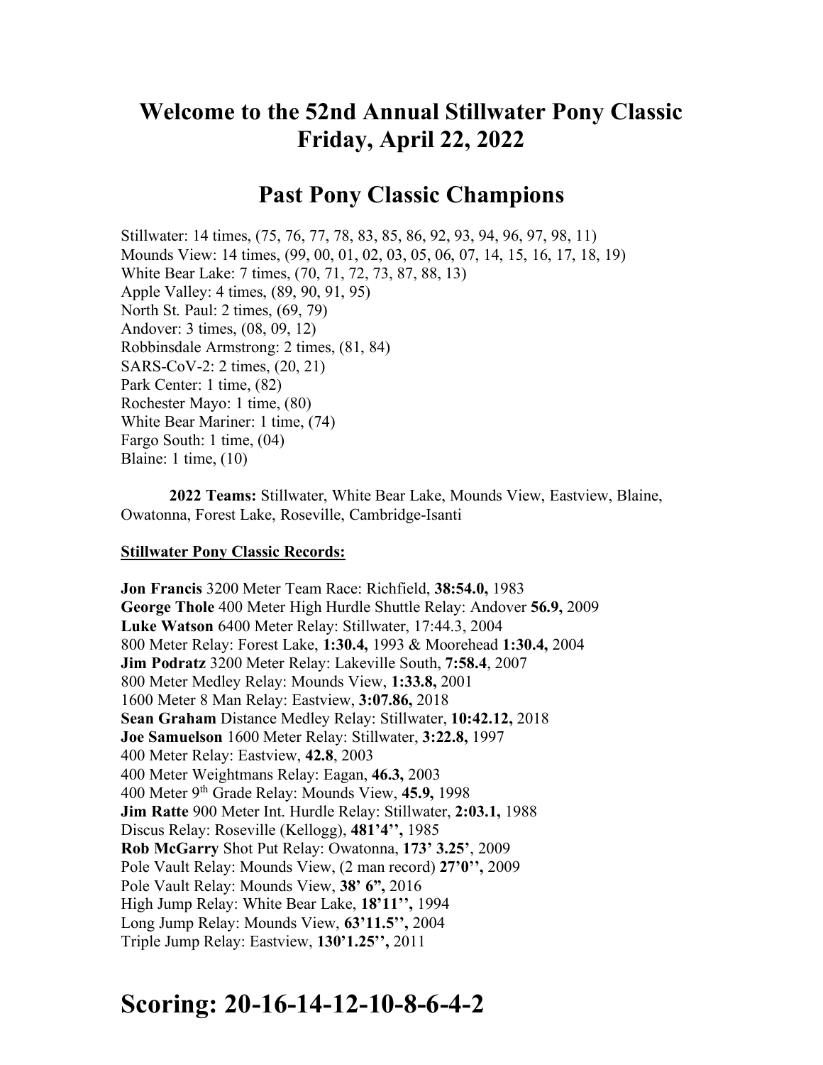# Welcome to the 52nd Annual Stillwater Pony Classic
# Friday, April 22, 2022

## Past Pony Classic Champions

Stillwater: 14 times, (75, 76, 77, 78, 83, 85, 86, 92, 93, 94, 96, 97, 98, 11)
Mounds View: 14 times, (99, 00, 01, 02, 03, 05, 06, 07, 14, 15, 16, 17, 18, 19)
White Bear Lake: 7 times, (70, 71, 72, 73, 87, 88, 13)
Apple Valley: 4 times, (89, 90, 91, 95)
North St. Paul: 2 times, (69, 79)
Andover: 3 times, (08, 09, 12)
Robbinsdale Armstrong: 2 times, (81, 84)
SARS-CoV-2: 2 times, (20, 21)
Park Center: 1 time, (82)
Rochester Mayo: 1 time, (80)
White Bear Mariner: 1 time, (74)
Fargo South: 1 time, (04)
Blaine: 1 time, (10)

**2022 Teams:** Stillwater, White Bear Lake, Mounds View, Eastview, Blaine, Owatonna, Forest Lake, Roseville, Cambridge-Isanti

**Stillwater Pony Classic Records:**

**Jon Francis** 3200 Meter Team Race: Richfield, **38:54.0,** 1983
**George Thole** 400 Meter High Hurdle Shuttle Relay: Andover **56.9,** 2009
**Luke Watson** 6400 Meter Relay: Stillwater, 17:44.3, 2004
800 Meter Relay: Forest Lake, **1:30.4,** 1993 & Moorehead **1:30.4,** 2004
**Jim Podratz** 3200 Meter Relay: Lakeville South, **7:58.4**, 2007
800 Meter Medley Relay: Mounds View, **1:33.8,** 2001
1600 Meter 8 Man Relay: Eastview, **3:07.86,** 2018
**Sean Graham** Distance Medley Relay: Stillwater, **10:42.12,** 2018
**Joe Samuelson** 1600 Meter Relay: Stillwater, **3:22.8,** 1997
400 Meter Relay: Eastview, **42.8**, 2003
400 Meter Weightmans Relay: Eagan, **46.3,** 2003
400 Meter 9th Grade Relay: Mounds View, **45.9,** 1998
**Jim Ratte** 900 Meter Int. Hurdle Relay: Stillwater, **2:03.1,** 1988
Discus Relay: Roseville (Kellogg), **481'4'',** 1985
**Rob McGarry** Shot Put Relay: Owatonna, **173' 3.25'**, 2009
Pole Vault Relay: Mounds View, (2 man record) **27'0'',** 2009
Pole Vault Relay: Mounds View, **38' 6",** 2016
High Jump Relay: White Bear Lake, **18'11'',** 1994
Long Jump Relay: Mounds View, **63'11.5'',** 2004
Triple Jump Relay: Eastview, **130'1.25'',** 2011

# Scoring: 20-16-14-12-10-8-6-4-2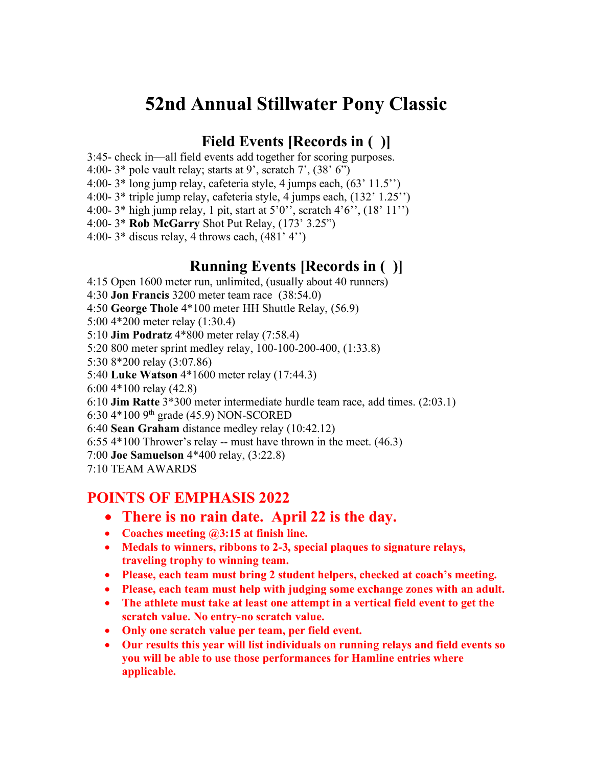# 52nd Annual Stillwater Pony Classic

## Field Events [Records in ( )]

3:45- check in—all field events add together for scoring purposes.
4:00- 3* pole vault relay; starts at 9', scratch 7', (38' 6")
4:00- 3* long jump relay, cafeteria style, 4 jumps each, (63' 11.5'')
4:00- 3* triple jump relay, cafeteria style, 4 jumps each, (132' 1.25'')
4:00- 3* high jump relay, 1 pit, start at 5'0'', scratch 4'6'', (18' 11'')
4:00- 3* **Rob McGarry** Shot Put Relay, (173' 3.25")
4:00- 3* discus relay, 4 throws each, (481' 4'')

## Running Events [Records in ( )]

4:15 Open 1600 meter run, unlimited, (usually about 40 runners)
4:30 **Jon Francis** 3200 meter team race (38:54.0)
4:50 **George Thole** 4*100 meter HH Shuttle Relay, (56.9)
5:00 4*200 meter relay (1:30.4)
5:10 **Jim Podratz** 4*800 meter relay (7:58.4)
5:20 800 meter sprint medley relay, 100-100-200-400, (1:33.8)
5:30 8*200 relay (3:07.86)
5:40 **Luke Watson** 4*1600 meter relay (17:44.3)
6:00 4*100 relay (42.8)
6:10 **Jim Ratte** 3*300 meter intermediate hurdle team race, add times. (2:03.1)
6:30 4*100 9th grade (45.9) NON-SCORED
6:40 **Sean Graham** distance medley relay (10:42.12)
6:55 4*100 Thrower's relay -- must have thrown in the meet. (46.3)
7:00 **Joe Samuelson** 4*400 relay, (3:22.8)
7:10 TEAM AWARDS

## POINTS OF EMPHASIS 2022

- **There is no rain date. April 22 is the day.**
- **Coaches meeting @3:15 at finish line.**
- **Medals to winners, ribbons to 2-3, special plaques to signature relays, traveling trophy to winning team.**
- **Please, each team must bring 2 student helpers, checked at coach's meeting.**
- **Please, each team must help with judging some exchange zones with an adult.**
- **The athlete must take at least one attempt in a vertical field event to get the scratch value. No entry-no scratch value.**
- **Only one scratch value per team, per field event.**
- **Our results this year will list individuals on running relays and field events so you will be able to use those performances for Hamline entries where applicable.**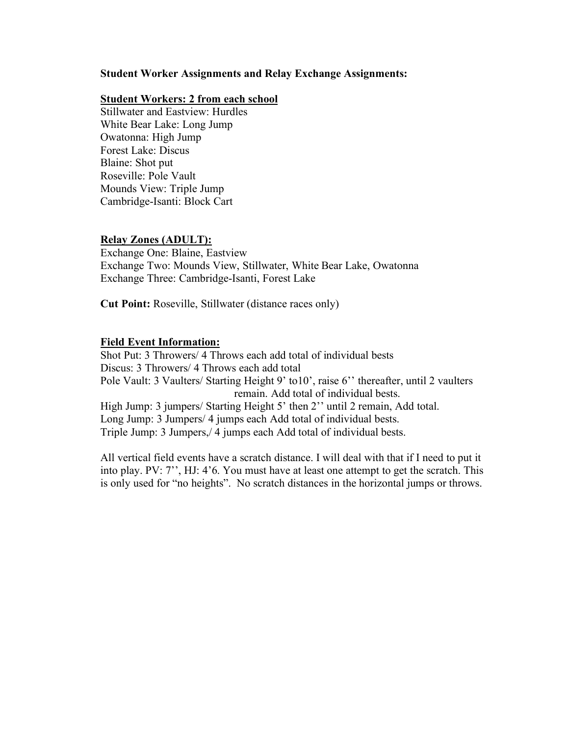**Student Worker Assignments and Relay Exchange Assignments:**

**<u>Student Workers: 2 from each school</u>**

Stillwater and Eastview: Hurdles
White Bear Lake: Long Jump
Owatonna: High Jump
Forest Lake: Discus
Blaine: Shot put
Roseville: Pole Vault
Mounds View: Triple Jump
Cambridge-Isanti: Block Cart

**<u>Relay Zones (ADULT):</u>**

Exchange One: Blaine, Eastview
Exchange Two: Mounds View, Stillwater, White Bear Lake, Owatonna
Exchange Three: Cambridge-Isanti, Forest Lake

**Cut Point:** Roseville, Stillwater (distance races only)

**<u>Field Event Information:</u>**

Shot Put: 3 Throwers/ 4 Throws each add total of individual bests
Discus: 3 Throwers/ 4 Throws each add total
Pole Vault: 3 Vaulters/ Starting Height 9' to10', raise 6'' thereafter, until 2 vaulters remain. Add total of individual bests.
High Jump: 3 jumpers/ Starting Height 5' then 2'' until 2 remain, Add total.
Long Jump: 3 Jumpers/ 4 jumps each Add total of individual bests.
Triple Jump: 3 Jumpers,/ 4 jumps each Add total of individual bests.

All vertical field events have a scratch distance. I will deal with that if I need to put it into play. PV: 7'', HJ: 4'6. You must have at least one attempt to get the scratch. This is only used for "no heights". No scratch distances in the horizontal jumps or throws.